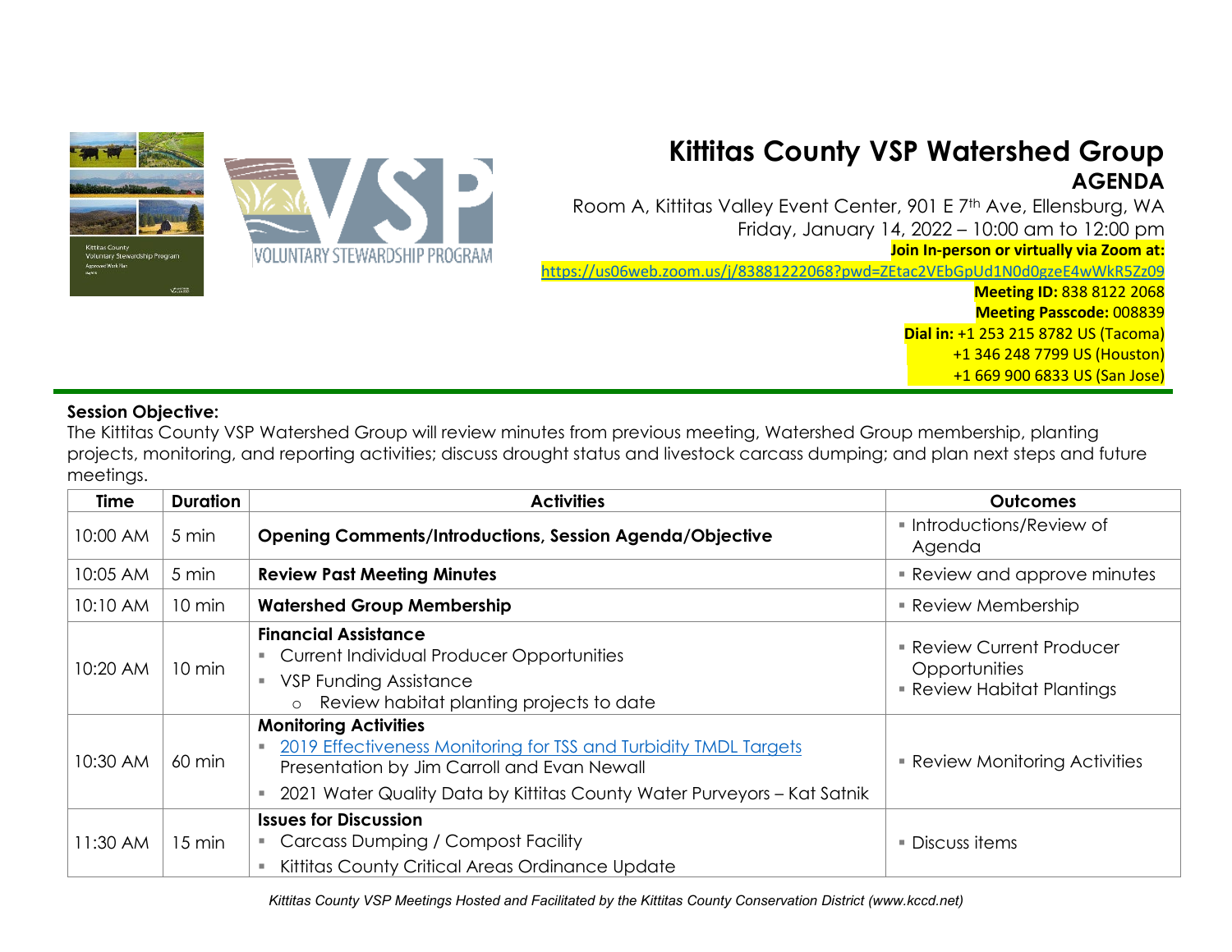# Kittitas County VSP Watershed Group

## AGENDA

Room A, Kittitas Valley Event Center, 901 E 7th Ave, Ellensburg, WA
Friday, January 14, 2022 – 10:00 am to 12:00 pm

**Join In-person or virtually via Zoom at:**
https://us06web.zoom.us/j/83881222068?pwd=ZEtac2VEbGpUd1N0d0gzeE4wWkR5Zz09

**Meeting ID:** 838 8122 2068
**Meeting Passcode:** 008839
**Dial in:** +1 253 215 8782 US (Tacoma)
+1 346 248 7799 US (Houston)
+1 669 900 6833 US (San Jose)

**Session Objective:**
The Kittitas County VSP Watershed Group will review minutes from previous meeting, Watershed Group membership, planting projects, monitoring, and reporting activities; discuss drought status and livestock carcass dumping; and plan next steps and future meetings.

| Time | Duration | Activities | Outcomes |
|---|---|---|---|
| 10:00 AM | 5 min | **Opening Comments/Introductions, Session Agenda/Objective** | ▪ Introductions/Review of Agenda |
| 10:05 AM | 5 min | **Review Past Meeting Minutes** | ▪ Review and approve minutes |
| 10:10 AM | 10 min | **Watershed Group Membership** | ▪ Review Membership |
| 10:20 AM | 10 min | **Financial Assistance**<br>▪ Current Individual Producer Opportunities<br>▪ VSP Funding Assistance<br>o Review habitat planting projects to date | ▪ Review Current Producer Opportunities<br>▪ Review Habitat Plantings |
| 10:30 AM | 60 min | **Monitoring Activities**<br>▪ 2019 Effectiveness Monitoring for TSS and Turbidity TMDL Targets Presentation by Jim Carroll and Evan Newall<br>▪ 2021 Water Quality Data by Kittitas County Water Purveyors – Kat Satnik | ▪ Review Monitoring Activities |
| 11:30 AM | 15 min | **Issues for Discussion**<br>▪ Carcass Dumping / Compost Facility<br>▪ Kittitas County Critical Areas Ordinance Update | ▪ Discuss items |

*Kittitas County VSP Meetings Hosted and Facilitated by the Kittitas County Conservation District (www.kccd.net)*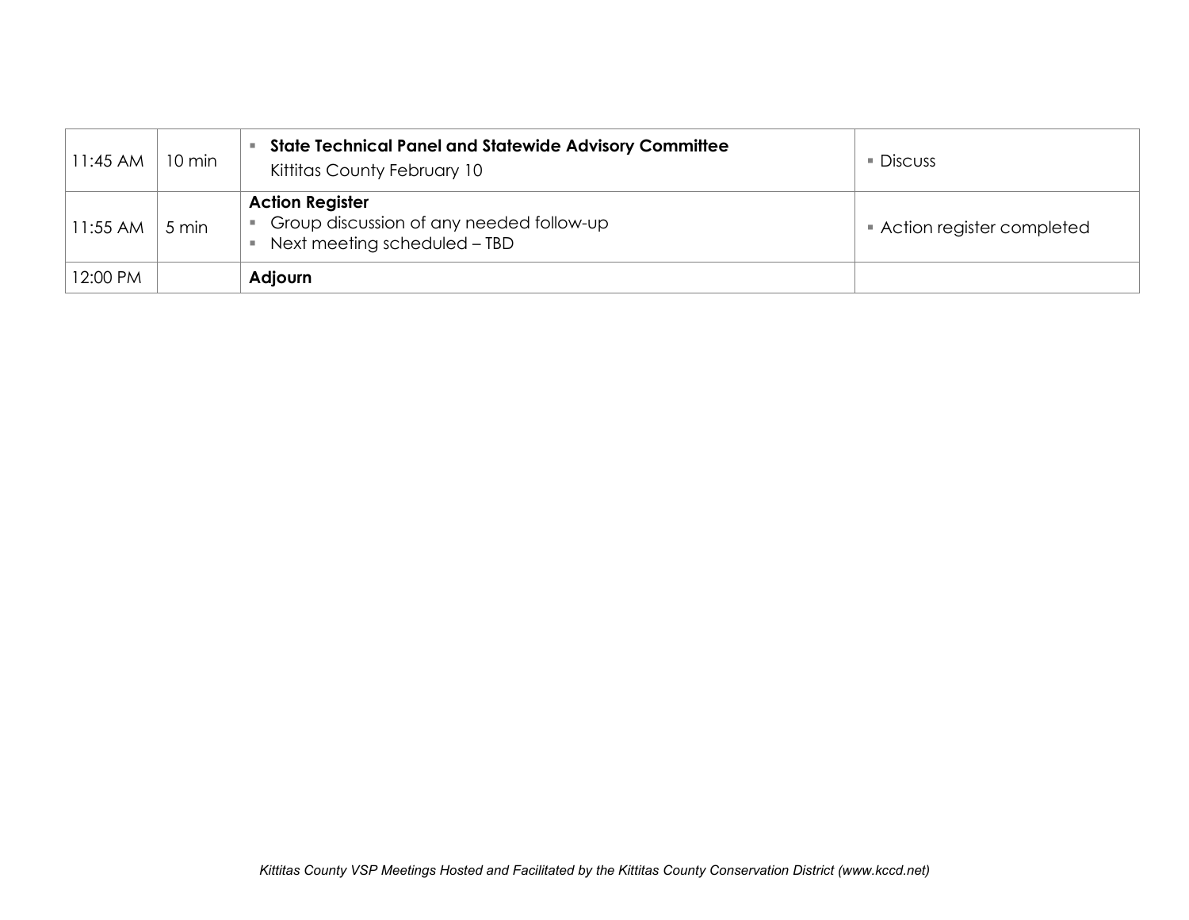| | | | |
|---|---|---|---|
| 11:45 AM | 10 min | ▪ **State Technical Panel and Statewide Advisory Committee**<br>Kittitas County February 10 | ▪ Discuss |
| 11:55 AM | 5 min | **Action Register**<br>▪ Group discussion of any needed follow-up<br>▪ Next meeting scheduled – TBD | ▪ Action register completed |
| 12:00 PM | | **Adjourn** | |

*Kittitas County VSP Meetings Hosted and Facilitated by the Kittitas County Conservation District (www.kccd.net)*